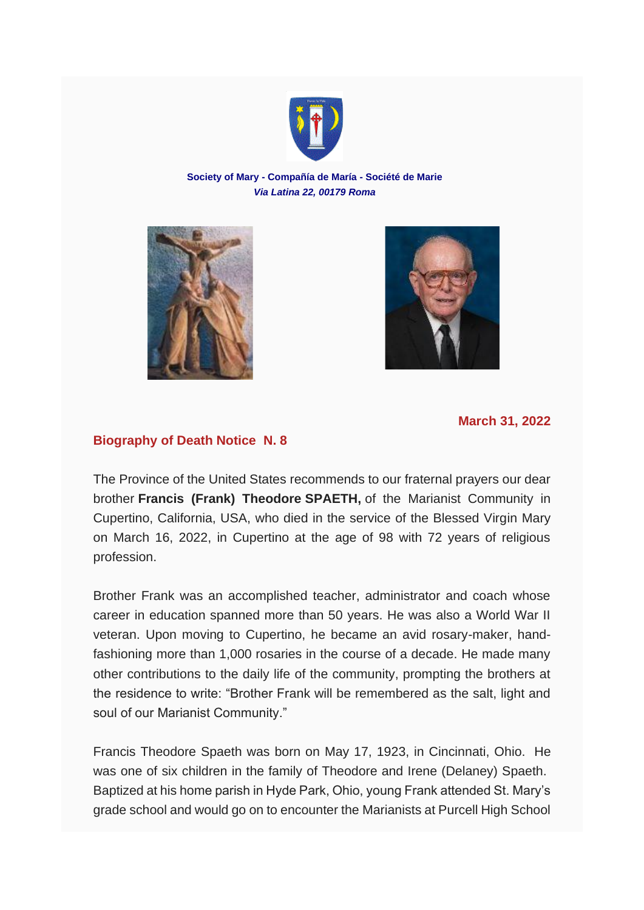**Society of Mary - Compañía de María - Société de Marie**
*Via Latina 22, 00179 Roma*

**March 31, 2022**

## Biography of Death Notice N. 8

The Province of the United States recommends to our fraternal prayers our dear brother **Francis (Frank) Theodore SPAETH,** of the Marianist Community in Cupertino, California, USA, who died in the service of the Blessed Virgin Mary on March 16, 2022, in Cupertino at the age of 98 with 72 years of religious profession.

Brother Frank was an accomplished teacher, administrator and coach whose career in education spanned more than 50 years. He was also a World War II veteran. Upon moving to Cupertino, he became an avid rosary-maker, hand-fashioning more than 1,000 rosaries in the course of a decade. He made many other contributions to the daily life of the community, prompting the brothers at the residence to write: "Brother Frank will be remembered as the salt, light and soul of our Marianist Community."

Francis Theodore Spaeth was born on May 17, 1923, in Cincinnati, Ohio. He was one of six children in the family of Theodore and Irene (Delaney) Spaeth. Baptized at his home parish in Hyde Park, Ohio, young Frank attended St. Mary's grade school and would go on to encounter the Marianists at Purcell High School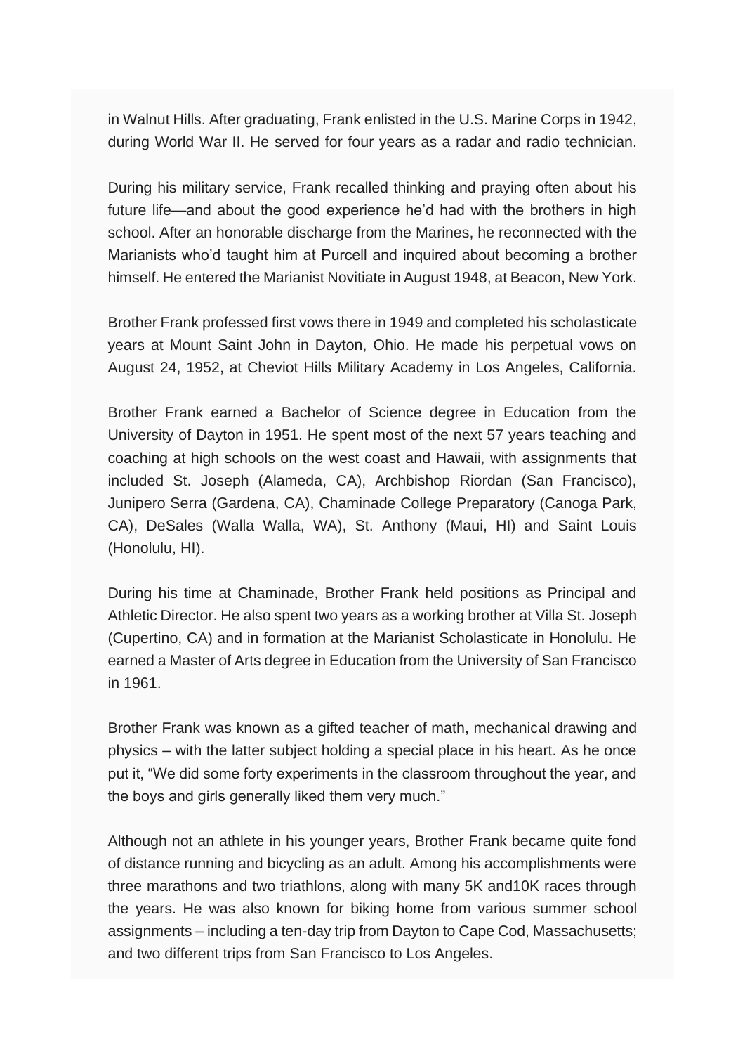in Walnut Hills. After graduating, Frank enlisted in the U.S. Marine Corps in 1942, during World War II. He served for four years as a radar and radio technician.

During his military service, Frank recalled thinking and praying often about his future life—and about the good experience he'd had with the brothers in high school. After an honorable discharge from the Marines, he reconnected with the Marianists who'd taught him at Purcell and inquired about becoming a brother himself. He entered the Marianist Novitiate in August 1948, at Beacon, New York.

Brother Frank professed first vows there in 1949 and completed his scholasticate years at Mount Saint John in Dayton, Ohio. He made his perpetual vows on August 24, 1952, at Cheviot Hills Military Academy in Los Angeles, California.

Brother Frank earned a Bachelor of Science degree in Education from the University of Dayton in 1951. He spent most of the next 57 years teaching and coaching at high schools on the west coast and Hawaii, with assignments that included St. Joseph (Alameda, CA), Archbishop Riordan (San Francisco), Junipero Serra (Gardena, CA), Chaminade College Preparatory (Canoga Park, CA), DeSales (Walla Walla, WA), St. Anthony (Maui, HI) and Saint Louis (Honolulu, HI).

During his time at Chaminade, Brother Frank held positions as Principal and Athletic Director. He also spent two years as a working brother at Villa St. Joseph (Cupertino, CA) and in formation at the Marianist Scholasticate in Honolulu. He earned a Master of Arts degree in Education from the University of San Francisco in 1961.

Brother Frank was known as a gifted teacher of math, mechanical drawing and physics – with the latter subject holding a special place in his heart. As he once put it, "We did some forty experiments in the classroom throughout the year, and the boys and girls generally liked them very much."

Although not an athlete in his younger years, Brother Frank became quite fond of distance running and bicycling as an adult. Among his accomplishments were three marathons and two triathlons, along with many 5K and10K races through the years. He was also known for biking home from various summer school assignments – including a ten-day trip from Dayton to Cape Cod, Massachusetts; and two different trips from San Francisco to Los Angeles.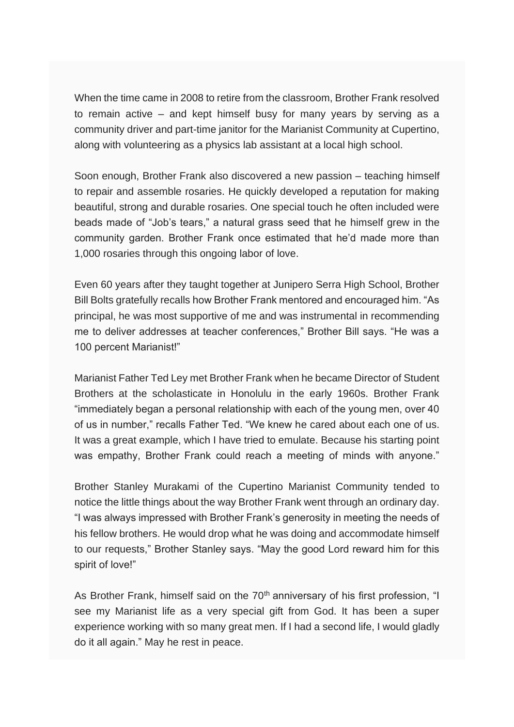When the time came in 2008 to retire from the classroom, Brother Frank resolved to remain active – and kept himself busy for many years by serving as a community driver and part-time janitor for the Marianist Community at Cupertino, along with volunteering as a physics lab assistant at a local high school.

Soon enough, Brother Frank also discovered a new passion – teaching himself to repair and assemble rosaries. He quickly developed a reputation for making beautiful, strong and durable rosaries. One special touch he often included were beads made of "Job's tears," a natural grass seed that he himself grew in the community garden. Brother Frank once estimated that he'd made more than 1,000 rosaries through this ongoing labor of love.

Even 60 years after they taught together at Junipero Serra High School, Brother Bill Bolts gratefully recalls how Brother Frank mentored and encouraged him. "As principal, he was most supportive of me and was instrumental in recommending me to deliver addresses at teacher conferences," Brother Bill says. "He was a 100 percent Marianist!"

Marianist Father Ted Ley met Brother Frank when he became Director of Student Brothers at the scholasticate in Honolulu in the early 1960s. Brother Frank "immediately began a personal relationship with each of the young men, over 40 of us in number," recalls Father Ted. "We knew he cared about each one of us. It was a great example, which I have tried to emulate. Because his starting point was empathy, Brother Frank could reach a meeting of minds with anyone."

Brother Stanley Murakami of the Cupertino Marianist Community tended to notice the little things about the way Brother Frank went through an ordinary day. "I was always impressed with Brother Frank's generosity in meeting the needs of his fellow brothers. He would drop what he was doing and accommodate himself to our requests," Brother Stanley says. "May the good Lord reward him for this spirit of love!"

As Brother Frank, himself said on the 70th anniversary of his first profession, "I see my Marianist life as a very special gift from God. It has been a super experience working with so many great men. If I had a second life, I would gladly do it all again." May he rest in peace.